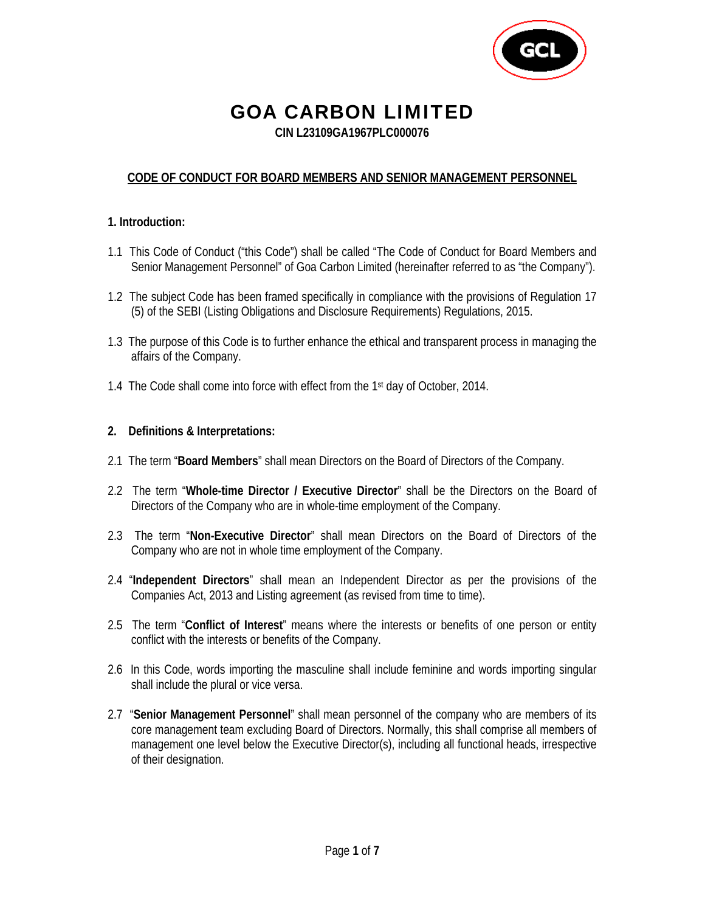# GOA CARBON LIMITED

**CIN L23109GA1967PLC000076**

## CODE OF CONDUCT FOR BOARD MEMBERS AND SENIOR MANAGEMENT PERSONNEL

### 1. Introduction:

1.1 This Code of Conduct ("this Code") shall be called "The Code of Conduct for Board Members and Senior Management Personnel" of Goa Carbon Limited (hereinafter referred to as "the Company").

1.2 The subject Code has been framed specifically in compliance with the provisions of Regulation 17 (5) of the SEBI (Listing Obligations and Disclosure Requirements) Regulations, 2015.

1.3 The purpose of this Code is to further enhance the ethical and transparent process in managing the affairs of the Company.

1.4 The Code shall come into force with effect from the 1st day of October, 2014.

### 2. Definitions & Interpretations:

2.1 The term "**Board Members**" shall mean Directors on the Board of Directors of the Company.

2.2 The term "**Whole-time Director / Executive Director**" shall be the Directors on the Board of Directors of the Company who are in whole-time employment of the Company.

2.3 The term "**Non-Executive Director**" shall mean Directors on the Board of Directors of the Company who are not in whole time employment of the Company.

2.4 "**Independent Directors**" shall mean an Independent Director as per the provisions of the Companies Act, 2013 and Listing agreement (as revised from time to time).

2.5 The term "**Conflict of Interest**" means where the interests or benefits of one person or entity conflict with the interests or benefits of the Company.

2.6 In this Code, words importing the masculine shall include feminine and words importing singular shall include the plural or vice versa.

2.7 "**Senior Management Personnel**" shall mean personnel of the company who are members of its core management team excluding Board of Directors. Normally, this shall comprise all members of management one level below the Executive Director(s), including all functional heads, irrespective of their designation.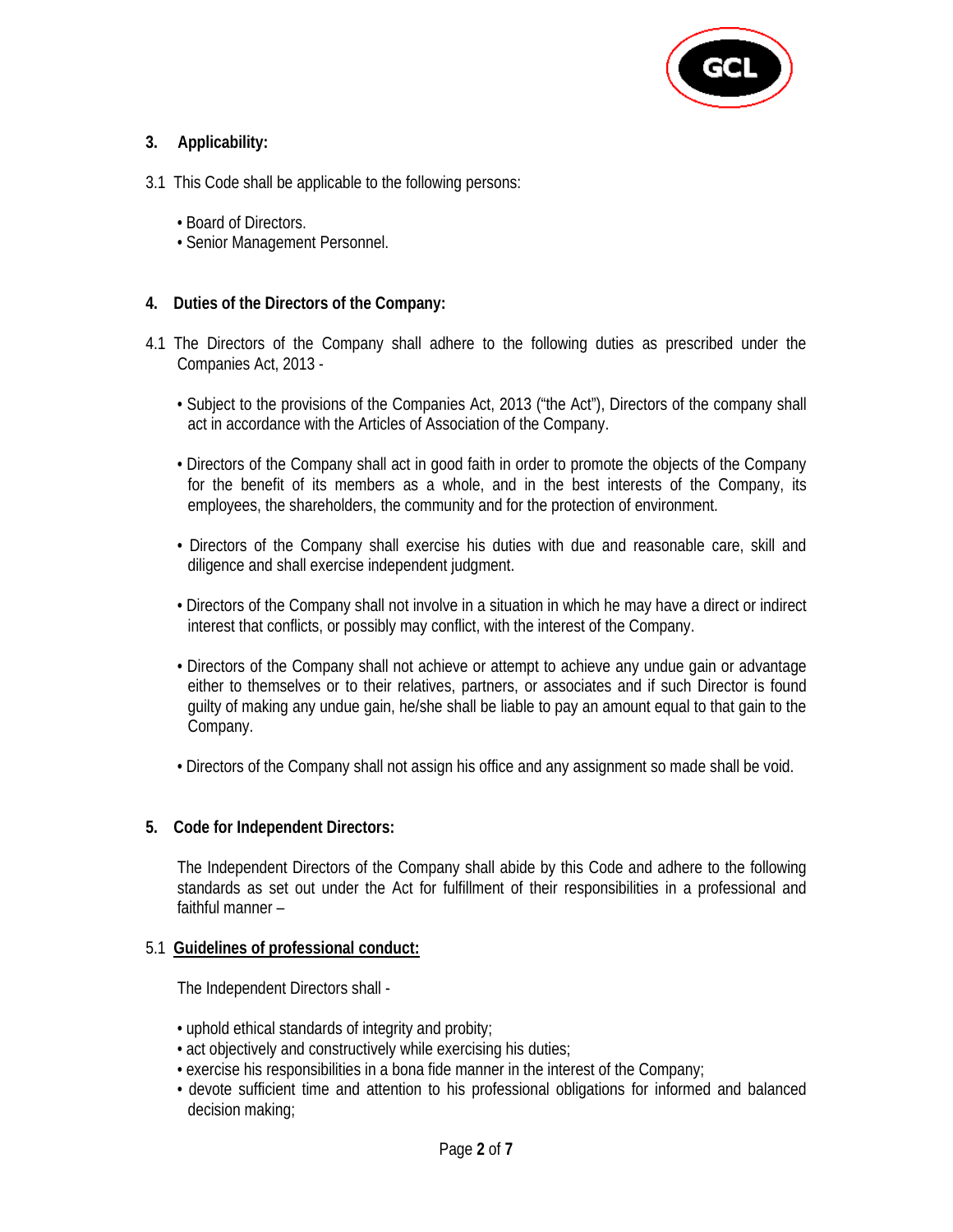### 3. Applicability:

3.1 This Code shall be applicable to the following persons:

- Board of Directors.
- Senior Management Personnel.

### 4. Duties of the Directors of the Company:

4.1 The Directors of the Company shall adhere to the following duties as prescribed under the Companies Act, 2013 -

- Subject to the provisions of the Companies Act, 2013 ("the Act"), Directors of the company shall act in accordance with the Articles of Association of the Company.

- Directors of the Company shall act in good faith in order to promote the objects of the Company for the benefit of its members as a whole, and in the best interests of the Company, its employees, the shareholders, the community and for the protection of environment.

- Directors of the Company shall exercise his duties with due and reasonable care, skill and diligence and shall exercise independent judgment.

- Directors of the Company shall not involve in a situation in which he may have a direct or indirect interest that conflicts, or possibly may conflict, with the interest of the Company.

- Directors of the Company shall not achieve or attempt to achieve any undue gain or advantage either to themselves or to their relatives, partners, or associates and if such Director is found guilty of making any undue gain, he/she shall be liable to pay an amount equal to that gain to the Company.

- Directors of the Company shall not assign his office and any assignment so made shall be void.

### 5. Code for Independent Directors:

The Independent Directors of the Company shall abide by this Code and adhere to the following standards as set out under the Act for fulfillment of their responsibilities in a professional and faithful manner –

5.1 **<u>Guidelines of professional conduct:</u>**

The Independent Directors shall -

- uphold ethical standards of integrity and probity;
- act objectively and constructively while exercising his duties;
- exercise his responsibilities in a bona fide manner in the interest of the Company;
- devote sufficient time and attention to his professional obligations for informed and balanced decision making;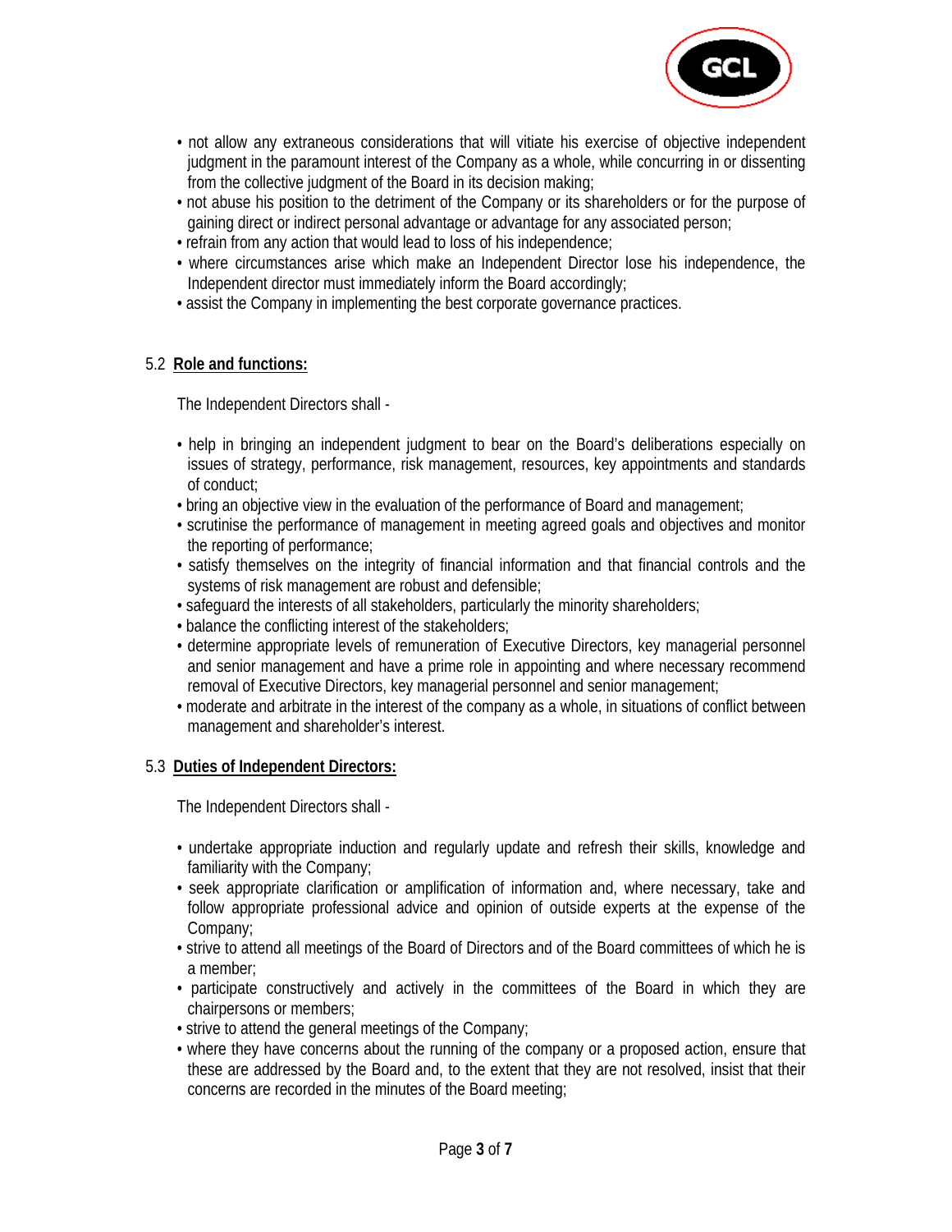- not allow any extraneous considerations that will vitiate his exercise of objective independent judgment in the paramount interest of the Company as a whole, while concurring in or dissenting from the collective judgment of the Board in its decision making;
- not abuse his position to the detriment of the Company or its shareholders or for the purpose of gaining direct or indirect personal advantage or advantage for any associated person;
- refrain from any action that would lead to loss of his independence;
- where circumstances arise which make an Independent Director lose his independence, the Independent director must immediately inform the Board accordingly;
- assist the Company in implementing the best corporate governance practices.

### 5.2 **Role and functions:**

The Independent Directors shall -

- help in bringing an independent judgment to bear on the Board's deliberations especially on issues of strategy, performance, risk management, resources, key appointments and standards of conduct;
- bring an objective view in the evaluation of the performance of Board and management;
- scrutinise the performance of management in meeting agreed goals and objectives and monitor the reporting of performance;
- satisfy themselves on the integrity of financial information and that financial controls and the systems of risk management are robust and defensible;
- safeguard the interests of all stakeholders, particularly the minority shareholders;
- balance the conflicting interest of the stakeholders;
- determine appropriate levels of remuneration of Executive Directors, key managerial personnel and senior management and have a prime role in appointing and where necessary recommend removal of Executive Directors, key managerial personnel and senior management;
- moderate and arbitrate in the interest of the company as a whole, in situations of conflict between management and shareholder's interest.

### 5.3 **Duties of Independent Directors:**

The Independent Directors shall -

- undertake appropriate induction and regularly update and refresh their skills, knowledge and familiarity with the Company;
- seek appropriate clarification or amplification of information and, where necessary, take and follow appropriate professional advice and opinion of outside experts at the expense of the Company;
- strive to attend all meetings of the Board of Directors and of the Board committees of which he is a member;
- participate constructively and actively in the committees of the Board in which they are chairpersons or members;
- strive to attend the general meetings of the Company;
- where they have concerns about the running of the company or a proposed action, ensure that these are addressed by the Board and, to the extent that they are not resolved, insist that their concerns are recorded in the minutes of the Board meeting;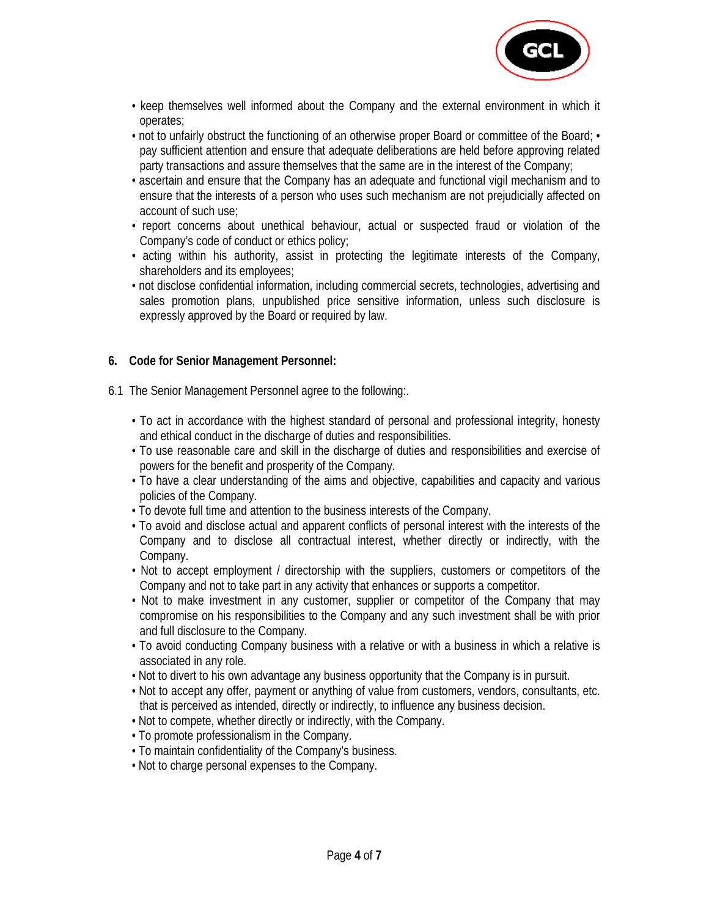- keep themselves well informed about the Company and the external environment in which it operates;
- not to unfairly obstruct the functioning of an otherwise proper Board or committee of the Board;
- pay sufficient attention and ensure that adequate deliberations are held before approving related party transactions and assure themselves that the same are in the interest of the Company;
- ascertain and ensure that the Company has an adequate and functional vigil mechanism and to ensure that the interests of a person who uses such mechanism are not prejudicially affected on account of such use;
- report concerns about unethical behaviour, actual or suspected fraud or violation of the Company's code of conduct or ethics policy;
- acting within his authority, assist in protecting the legitimate interests of the Company, shareholders and its employees;
- not disclose confidential information, including commercial secrets, technologies, advertising and sales promotion plans, unpublished price sensitive information, unless such disclosure is expressly approved by the Board or required by law.

**6. Code for Senior Management Personnel:**

6.1 The Senior Management Personnel agree to the following:.

- To act in accordance with the highest standard of personal and professional integrity, honesty and ethical conduct in the discharge of duties and responsibilities.
- To use reasonable care and skill in the discharge of duties and responsibilities and exercise of powers for the benefit and prosperity of the Company.
- To have a clear understanding of the aims and objective, capabilities and capacity and various policies of the Company.
- To devote full time and attention to the business interests of the Company.
- To avoid and disclose actual and apparent conflicts of personal interest with the interests of the Company and to disclose all contractual interest, whether directly or indirectly, with the Company.
- Not to accept employment / directorship with the suppliers, customers or competitors of the Company and not to take part in any activity that enhances or supports a competitor.
- Not to make investment in any customer, supplier or competitor of the Company that may compromise on his responsibilities to the Company and any such investment shall be with prior and full disclosure to the Company.
- To avoid conducting Company business with a relative or with a business in which a relative is associated in any role.
- Not to divert to his own advantage any business opportunity that the Company is in pursuit.
- Not to accept any offer, payment or anything of value from customers, vendors, consultants, etc. that is perceived as intended, directly or indirectly, to influence any business decision.
- Not to compete, whether directly or indirectly, with the Company.
- To promote professionalism in the Company.
- To maintain confidentiality of the Company's business.
- Not to charge personal expenses to the Company.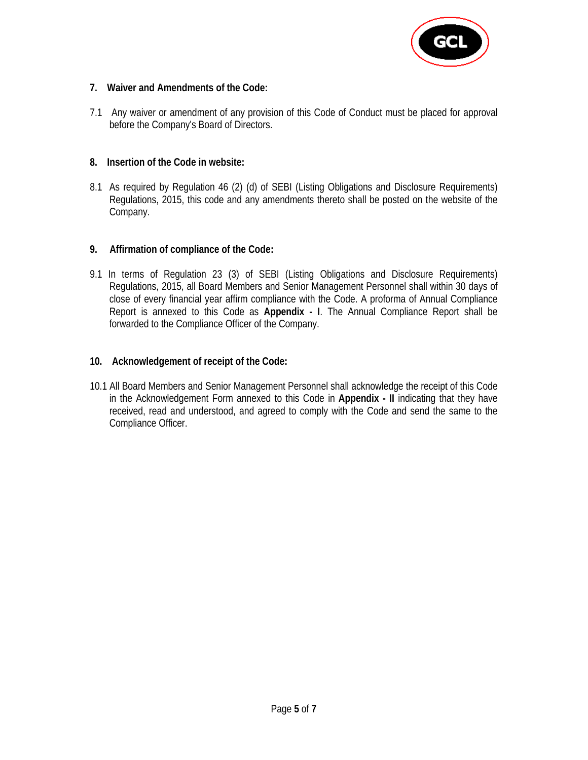**7. Waiver and Amendments of the Code:**

7.1 Any waiver or amendment of any provision of this Code of Conduct must be placed for approval before the Company's Board of Directors.

**8. Insertion of the Code in website:**

8.1 As required by Regulation 46 (2) (d) of SEBI (Listing Obligations and Disclosure Requirements) Regulations, 2015, this code and any amendments thereto shall be posted on the website of the Company.

**9. Affirmation of compliance of the Code:**

9.1 In terms of Regulation 23 (3) of SEBI (Listing Obligations and Disclosure Requirements) Regulations, 2015, all Board Members and Senior Management Personnel shall within 30 days of close of every financial year affirm compliance with the Code. A proforma of Annual Compliance Report is annexed to this Code as **Appendix - I**. The Annual Compliance Report shall be forwarded to the Compliance Officer of the Company.

**10. Acknowledgement of receipt of the Code:**

10.1 All Board Members and Senior Management Personnel shall acknowledge the receipt of this Code in the Acknowledgement Form annexed to this Code in **Appendix - II** indicating that they have received, read and understood, and agreed to comply with the Code and send the same to the Compliance Officer.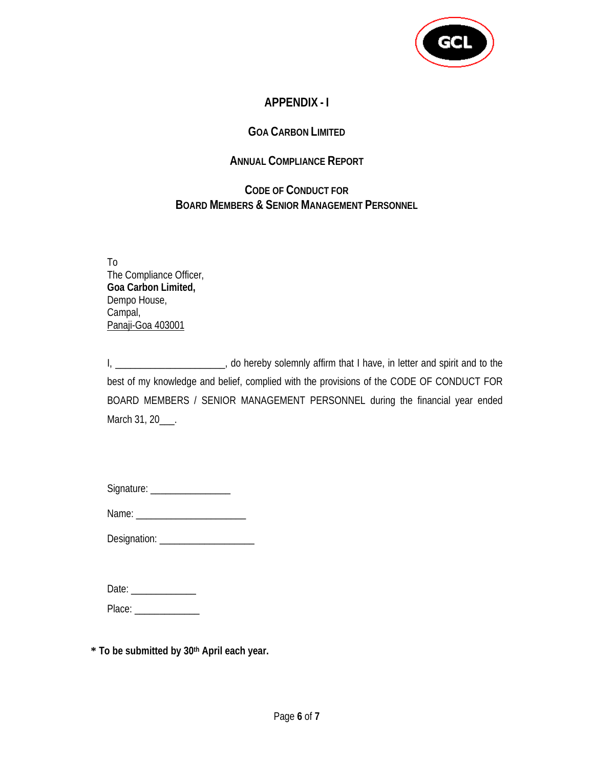# APPENDIX - I

## GOA CARBON LIMITED

## ANNUAL COMPLIANCE REPORT

## CODE OF CONDUCT FOR BOARD MEMBERS & SENIOR MANAGEMENT PERSONNEL

To
The Compliance Officer,
**Goa Carbon Limited,**
Dempo House,
Campal,
Panaji-Goa 403001

I, ______________________, do hereby solemnly affirm that I have, in letter and spirit and to the best of my knowledge and belief, complied with the provisions of the CODE OF CONDUCT FOR BOARD MEMBERS / SENIOR MANAGEMENT PERSONNEL during the financial year ended March 31, 20___.

Signature: ________________

Name: ______________________

Designation: ___________________

Date: _____________

Place: _____________

**\* To be submitted by 30th April each year.**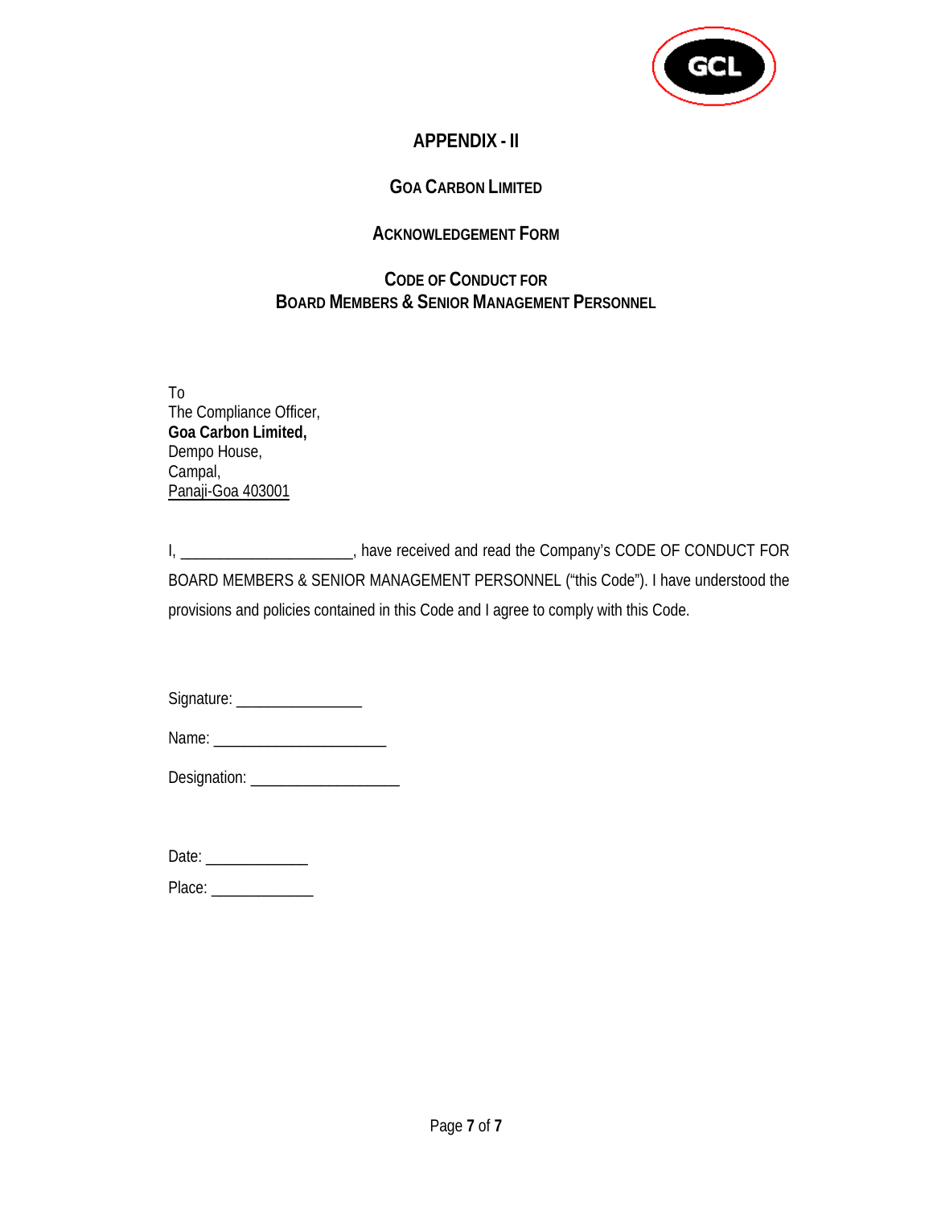# APPENDIX - II

## Goa Carbon Limited

## Acknowledgement Form

## Code of Conduct for Board Members & Senior Management Personnel

To
The Compliance Officer,
**Goa Carbon Limited,**
Dempo House,
Campal,
Panaji-Goa 403001

I, ____________________, have received and read the Company's CODE OF CONDUCT FOR BOARD MEMBERS & SENIOR MANAGEMENT PERSONNEL ("this Code"). I have understood the provisions and policies contained in this Code and I agree to comply with this Code.

Signature: _______________

Name: ____________________

Designation: _________________

Date: ____________

Place: ____________